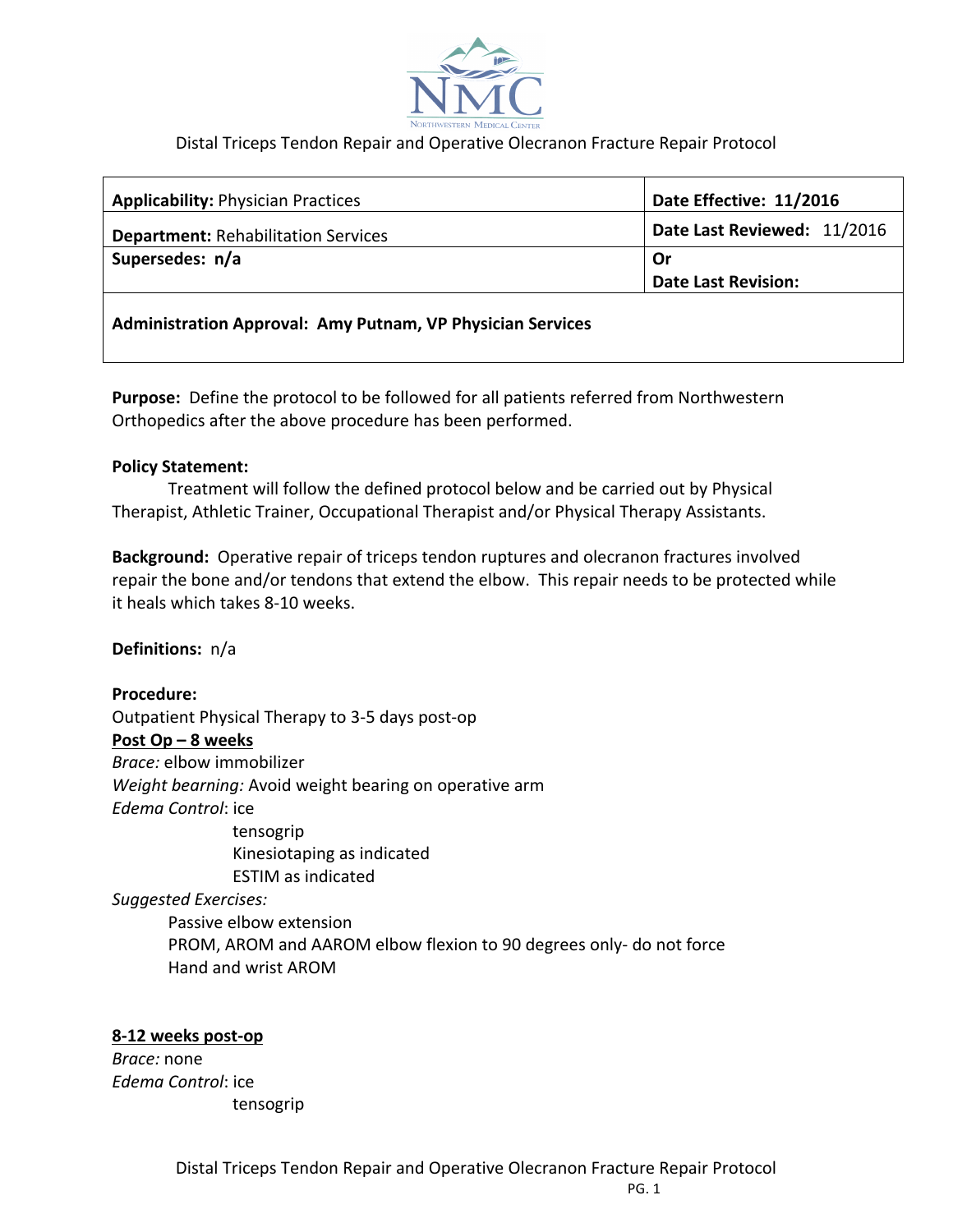# Distal Triceps Tendon Repair and Operative Olecranon Fracture Repair Protocol

| **Applicability:** Physician Practices | **Date Effective: 11/2016** |
|---|---|
| **Department:** Rehabilitation Services | **Date Last Reviewed:** 11/2016 |
| **Supersedes: n/a** | **Or** **Date Last Revision:** |
| **Administration Approval: Amy Putnam, VP Physician Services** | |

**Purpose:** Define the protocol to be followed for all patients referred from Northwestern Orthopedics after the above procedure has been performed.

**Policy Statement:**

Treatment will follow the defined protocol below and be carried out by Physical Therapist, Athletic Trainer, Occupational Therapist and/or Physical Therapy Assistants.

**Background:** Operative repair of triceps tendon ruptures and olecranon fractures involved repair the bone and/or tendons that extend the elbow. This repair needs to be protected while it heals which takes 8-10 weeks.

**Definitions:** n/a

**Procedure:**

Outpatient Physical Therapy to 3-5 days post-op

**Post Op – 8 weeks**

*Brace:* elbow immobilizer

*Weight bearing:* Avoid weight bearing on operative arm

*Edema Control*: ice
- tensogrip
- Kinesiotaping as indicated
- ESTIM as indicated

*Suggested Exercises:*
- Passive elbow extension
- PROM, AROM and AAROM elbow flexion to 90 degrees only- do not force
- Hand and wrist AROM

**8-12 weeks post-op**

*Brace:* none

*Edema Control*: ice
- tensogrip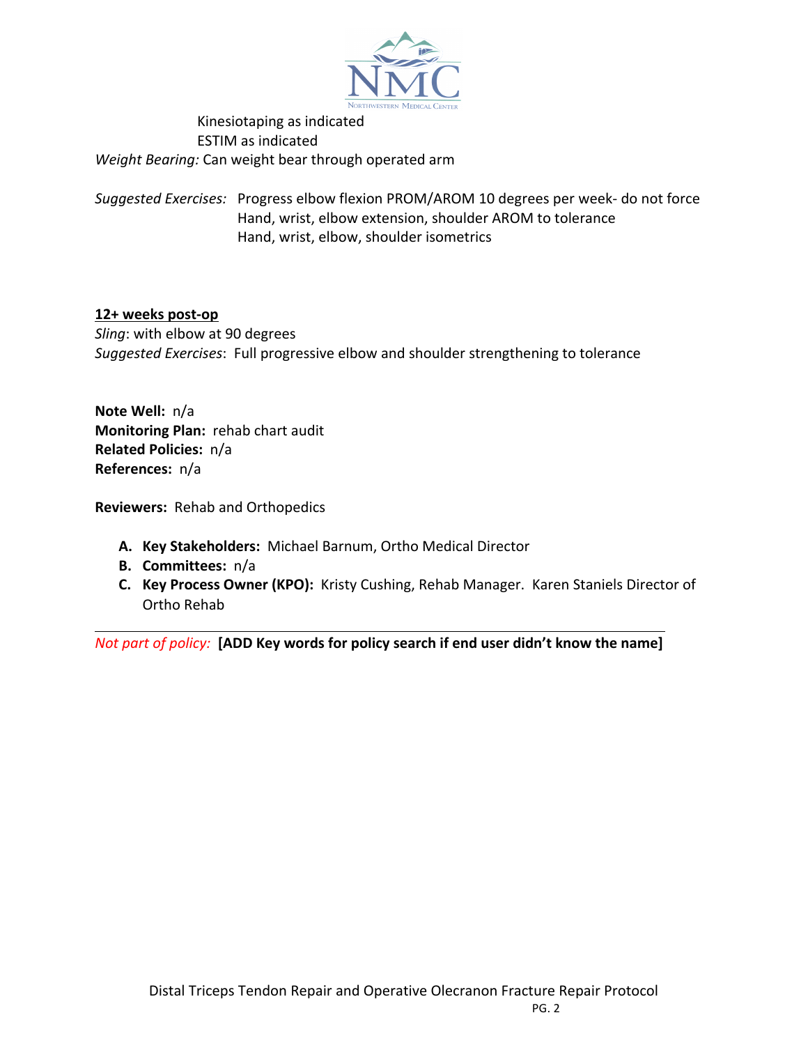Kinesiotaping as indicated
ESTIM as indicated

*Weight Bearing:* Can weight bear through operated arm

*Suggested Exercises:* Progress elbow flexion PROM/AROM 10 degrees per week- do not force
Hand, wrist, elbow extension, shoulder AROM to tolerance
Hand, wrist, elbow, shoulder isometrics

**<u>12+ weeks post-op</u>**

*Sling*: with elbow at 90 degrees

*Suggested Exercises*: Full progressive elbow and shoulder strengthening to tolerance

**Note Well:** n/a

**Monitoring Plan:** rehab chart audit

**Related Policies:** n/a

**References:** n/a

**Reviewers:** Rehab and Orthopedics

A. **Key Stakeholders:** Michael Barnum, Ortho Medical Director
B. **Committees:** n/a
C. **Key Process Owner (KPO):** Kristy Cushing, Rehab Manager. Karen Staniels Director of Ortho Rehab

---

*Not part of policy:* **[ADD Key words for policy search if end user didn't know the name]**